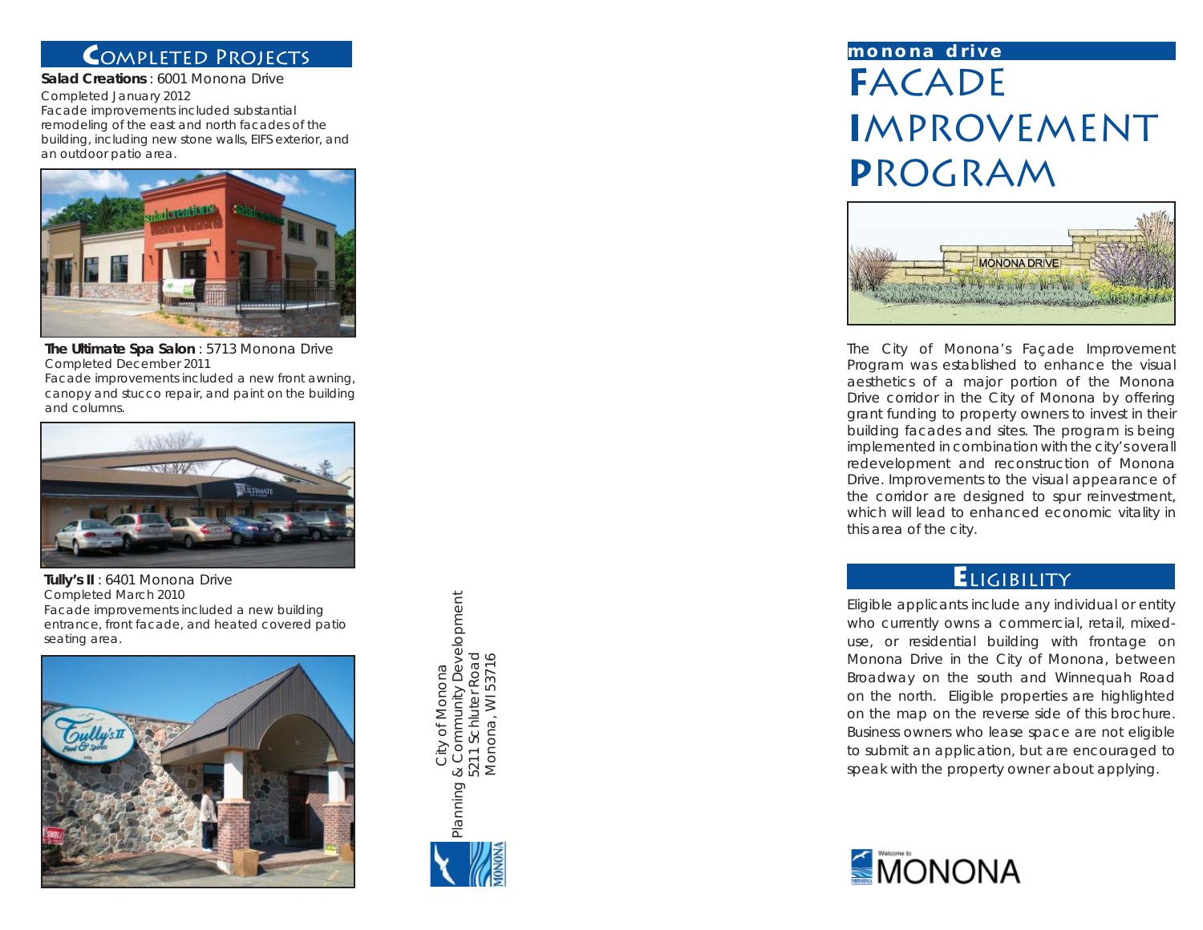## Completed Projects

**Salad Creations** : 6001 Monona Drive
*Completed January 2012*
*Facade improvements included substantial remodeling of the east and north facades of the building, including new stone walls, EIFS exterior, and an outdoor patio area.*

**The Ultimate Spa Salon** : 5713 Monona Drive
*Completed December 2011*
*Facade improvements included a new front awning, canopy and stucco repair, and paint on the building and columns.*

**Tully's II** : 6401 Monona Drive
*Completed March 2010*
*Facade improvements included a new building entrance, front facade, and heated covered patio seating area.*

City of Monona
Planning & Community Development
5211 Schluter Road
Monona, WI 53716

**monona drive**

# Facade Improvement Program

The City of Monona's Façade Improvement Program was established to enhance the visual aesthetics of a major portion of the Monona Drive corridor in the City of Monona by offering grant funding to property owners to invest in their building facades and sites. The program is being implemented in combination with the city's overall redevelopment and reconstruction of Monona Drive. Improvements to the visual appearance of the corridor are designed to spur reinvestment, which will lead to enhanced economic vitality in this area of the city.

## Eligibility

Eligible applicants include any individual or entity who currently owns a commercial, retail, mixed-use, or residential building with frontage on Monona Drive in the City of Monona, between Broadway on the south and Winnequah Road on the north. Eligible properties are highlighted on the map on the reverse side of this brochure. Business owners who lease space are not eligible to submit an application, but are encouraged to speak with the property owner about applying.

Welcome to MONONA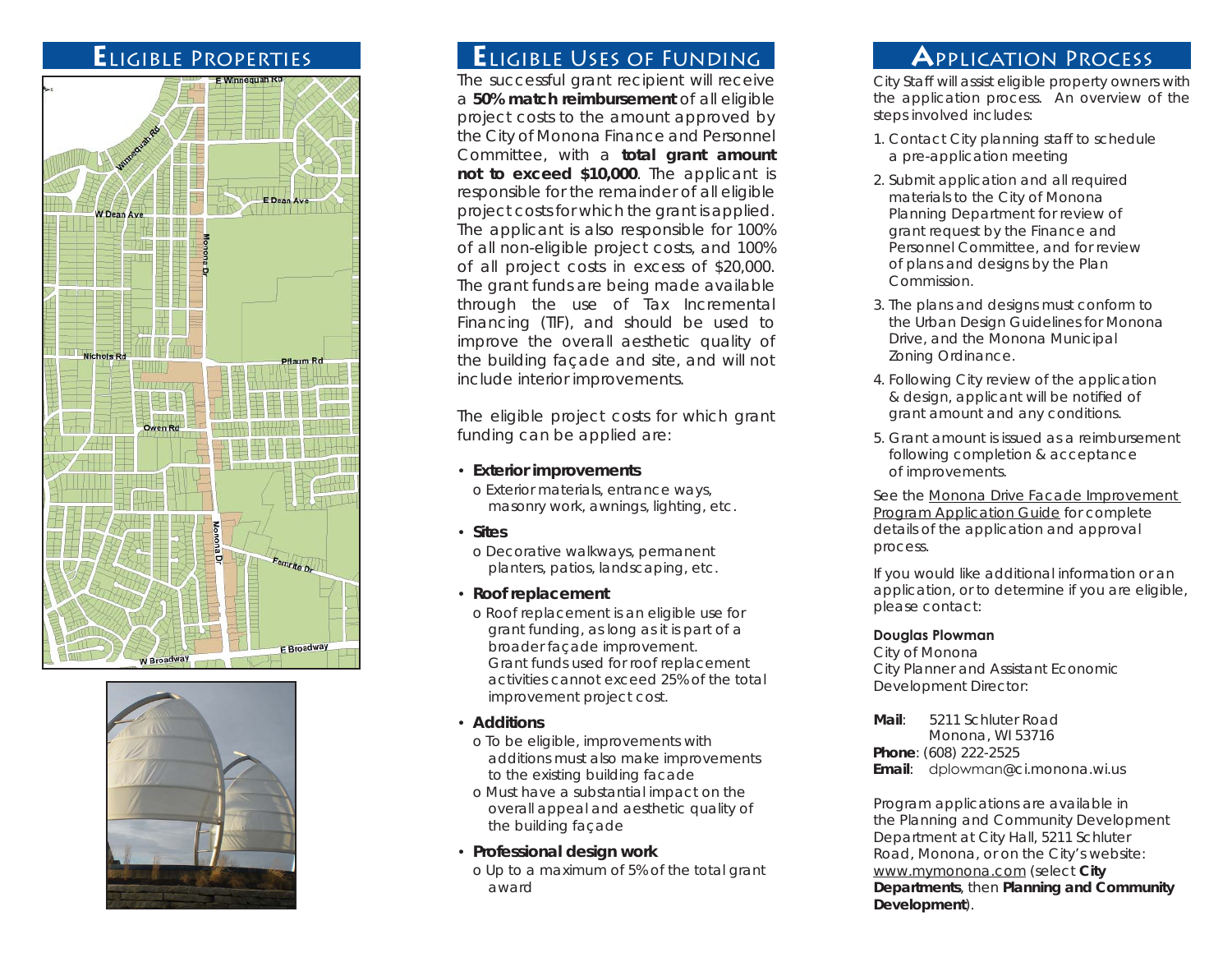## Eligible Properties

E Winnequah Rd
Winnequah Rd
W Dean Ave
E Dean Ave
Monona Dr
Nichols Rd
Pflaum Rd
Owen Rd
Monona Dr
Femrite Dr
W Broadway
E Broadway

## Eligible Uses of Funding

The successful grant recipient will receive a **50% match reimbursement** of all eligible project costs to the amount approved by the City of Monona Finance and Personnel Committee, with a **total grant amount not to exceed $10,000**. The applicant is responsible for the remainder of all eligible project costs for which the grant is applied. The applicant is also responsible for 100% of all non-eligible project costs, and 100% of all project costs in excess of $20,000. The grant funds are being made available through the use of Tax Incremental Financing (TIF), and should be used to improve the overall aesthetic quality of the building façade and site, and will not include interior improvements.

The eligible project costs for which grant funding can be applied are:

- **Exterior improvements**
  - o Exterior materials, entrance ways, masonry work, awnings, lighting, etc.
- **Sites**
  - o Decorative walkways, permanent planters, patios, landscaping, etc.
- **Roof replacement**
  - o Roof replacement is an eligible use for grant funding, as long as it is part of a broader façade improvement. Grant funds used for roof replacement activities cannot exceed 25% of the total improvement project cost.
- **Additions**
  - o To be eligible, improvements with additions must also make improvements to the existing building facade
  - o Must have a substantial impact on the overall appeal and aesthetic quality of the building façade
- **Professional design work**
  - o Up to a maximum of 5% of the total grant award

## Application Process

City Staff will assist eligible property owners with the application process. An overview of the steps involved includes:

1. Contact City planning staff to schedule a pre-application meeting
2. Submit application and all required materials to the City of Monona Planning Department for review of grant request by the Finance and Personnel Committee, and for review of plans and designs by the Plan Commission.
3. The plans and designs must conform to the Urban Design Guidelines for Monona Drive, and the Monona Municipal Zoning Ordinance.
4. Following City review of the application & design, applicant will be notified of grant amount and any conditions.
5. Grant amount is issued as a reimbursement following completion & acceptance of improvements.

See the Monona Drive Facade Improvement Program Application Guide for complete details of the application and approval process.

If you would like additional information or an application, or to determine if you are eligible, please contact:

**Douglas Plowman**
City of Monona
City Planner and Assistant Economic Development Director:

**Mail**: 5211 Schluter Road
Monona, WI 53716
**Phone**: (608) 222-2525
**Email**: dplowman@ci.monona.wi.us

Program applications are available in the Planning and Community Development Department at City Hall, 5211 Schluter Road, Monona, or on the City's website: www.mymonona.com (select **City Departments**, then **Planning and Community Development**).